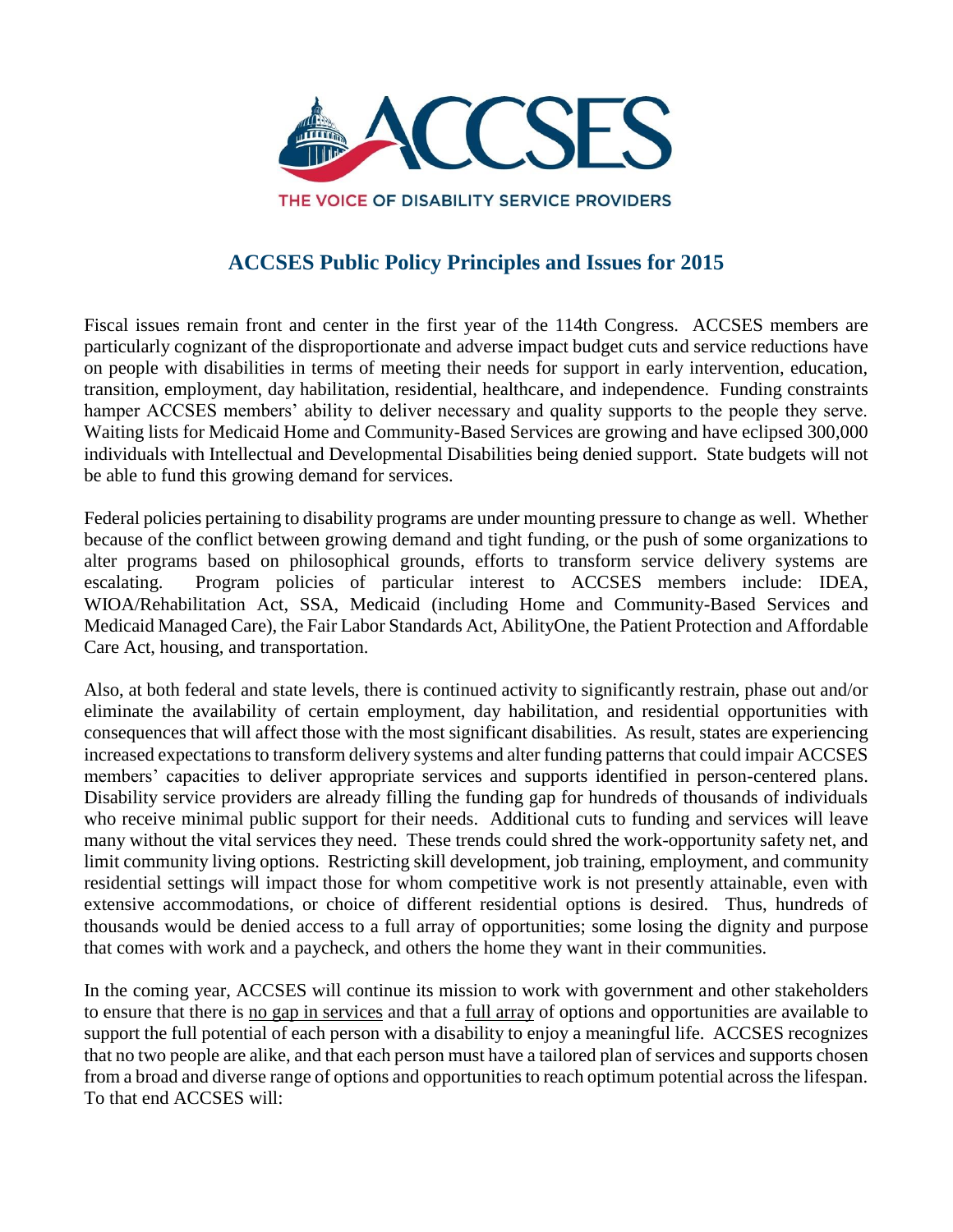ACCSES

THE VOICE OF DISABILITY SERVICE PROVIDERS

# ACCSES Public Policy Principles and Issues for 2015

Fiscal issues remain front and center in the first year of the 114th Congress. ACCSES members are particularly cognizant of the disproportionate and adverse impact budget cuts and service reductions have on people with disabilities in terms of meeting their needs for support in early intervention, education, transition, employment, day habilitation, residential, healthcare, and independence. Funding constraints hamper ACCSES members' ability to deliver necessary and quality supports to the people they serve. Waiting lists for Medicaid Home and Community-Based Services are growing and have eclipsed 300,000 individuals with Intellectual and Developmental Disabilities being denied support. State budgets will not be able to fund this growing demand for services.

Federal policies pertaining to disability programs are under mounting pressure to change as well. Whether because of the conflict between growing demand and tight funding, or the push of some organizations to alter programs based on philosophical grounds, efforts to transform service delivery systems are escalating. Program policies of particular interest to ACCSES members include: IDEA, WIOA/Rehabilitation Act, SSA, Medicaid (including Home and Community-Based Services and Medicaid Managed Care), the Fair Labor Standards Act, AbilityOne, the Patient Protection and Affordable Care Act, housing, and transportation.

Also, at both federal and state levels, there is continued activity to significantly restrain, phase out and/or eliminate the availability of certain employment, day habilitation, and residential opportunities with consequences that will affect those with the most significant disabilities. As result, states are experiencing increased expectations to transform delivery systems and alter funding patterns that could impair ACCSES members' capacities to deliver appropriate services and supports identified in person-centered plans. Disability service providers are already filling the funding gap for hundreds of thousands of individuals who receive minimal public support for their needs. Additional cuts to funding and services will leave many without the vital services they need. These trends could shred the work-opportunity safety net, and limit community living options. Restricting skill development, job training, employment, and community residential settings will impact those for whom competitive work is not presently attainable, even with extensive accommodations, or choice of different residential options is desired. Thus, hundreds of thousands would be denied access to a full array of opportunities; some losing the dignity and purpose that comes with work and a paycheck, and others the home they want in their communities.

In the coming year, ACCSES will continue its mission to work with government and other stakeholders to ensure that there is <u>no gap in services</u> and that a <u>full array</u> of options and opportunities are available to support the full potential of each person with a disability to enjoy a meaningful life. ACCSES recognizes that no two people are alike, and that each person must have a tailored plan of services and supports chosen from a broad and diverse range of options and opportunities to reach optimum potential across the lifespan. To that end ACCSES will: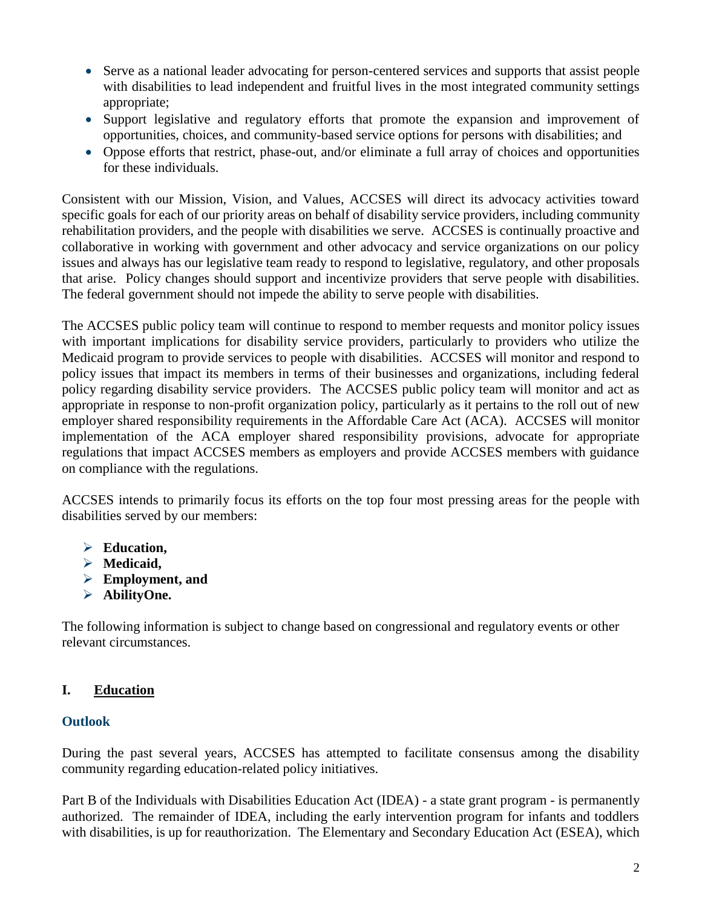- Serve as a national leader advocating for person-centered services and supports that assist people with disabilities to lead independent and fruitful lives in the most integrated community settings appropriate;
- Support legislative and regulatory efforts that promote the expansion and improvement of opportunities, choices, and community-based service options for persons with disabilities; and
- Oppose efforts that restrict, phase-out, and/or eliminate a full array of choices and opportunities for these individuals.

Consistent with our Mission, Vision, and Values, ACCSES will direct its advocacy activities toward specific goals for each of our priority areas on behalf of disability service providers, including community rehabilitation providers, and the people with disabilities we serve. ACCSES is continually proactive and collaborative in working with government and other advocacy and service organizations on our policy issues and always has our legislative team ready to respond to legislative, regulatory, and other proposals that arise. Policy changes should support and incentivize providers that serve people with disabilities. The federal government should not impede the ability to serve people with disabilities.

The ACCSES public policy team will continue to respond to member requests and monitor policy issues with important implications for disability service providers, particularly to providers who utilize the Medicaid program to provide services to people with disabilities. ACCSES will monitor and respond to policy issues that impact its members in terms of their businesses and organizations, including federal policy regarding disability service providers. The ACCSES public policy team will monitor and act as appropriate in response to non-profit organization policy, particularly as it pertains to the roll out of new employer shared responsibility requirements in the Affordable Care Act (ACA). ACCSES will monitor implementation of the ACA employer shared responsibility provisions, advocate for appropriate regulations that impact ACCSES members as employers and provide ACCSES members with guidance on compliance with the regulations.

ACCSES intends to primarily focus its efforts on the top four most pressing areas for the people with disabilities served by our members:

- **Education,**
- **Medicaid,**
- **Employment, and**
- **AbilityOne.**

The following information is subject to change based on congressional and regulatory events or other relevant circumstances.

## I. Education

### Outlook

During the past several years, ACCSES has attempted to facilitate consensus among the disability community regarding education-related policy initiatives.

Part B of the Individuals with Disabilities Education Act (IDEA) - a state grant program - is permanently authorized. The remainder of IDEA, including the early intervention program for infants and toddlers with disabilities, is up for reauthorization. The Elementary and Secondary Education Act (ESEA), which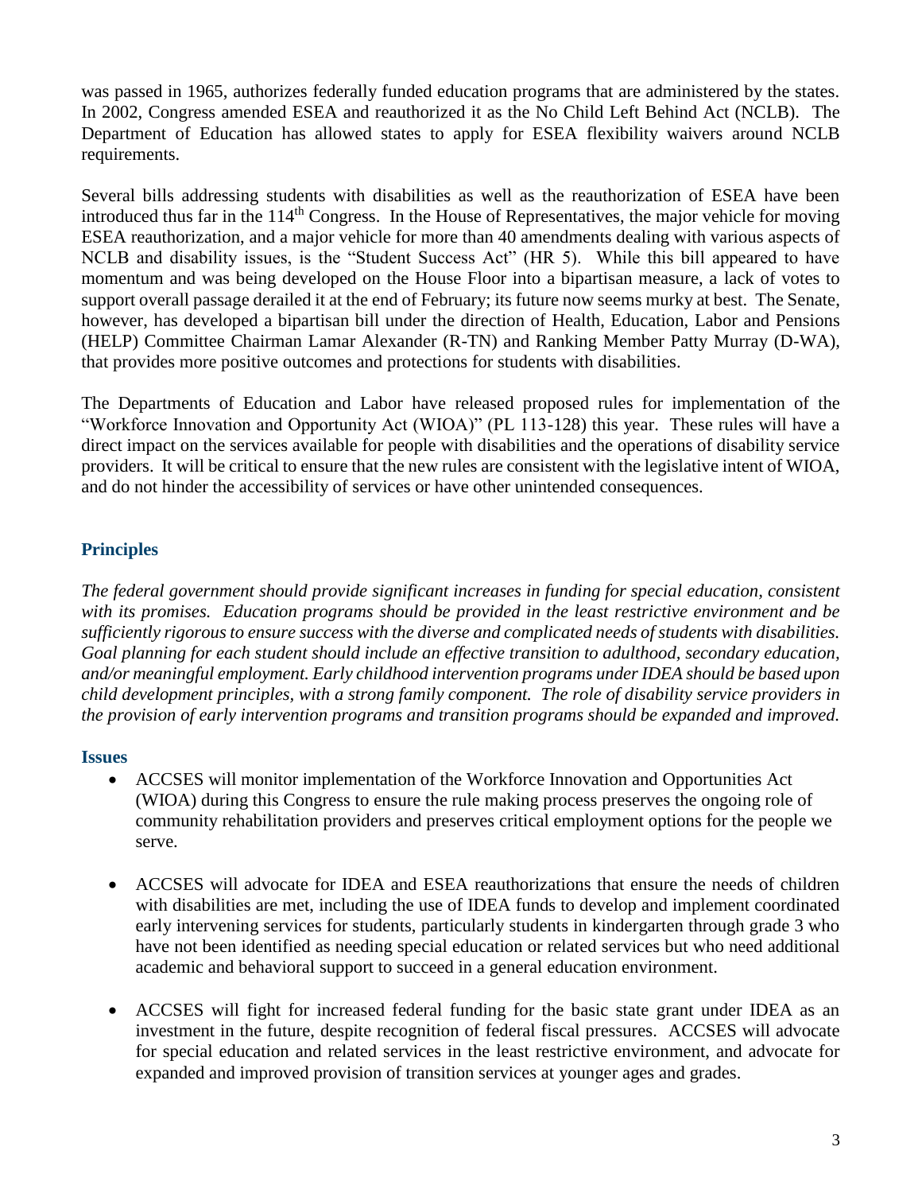was passed in 1965, authorizes federally funded education programs that are administered by the states. In 2002, Congress amended ESEA and reauthorized it as the No Child Left Behind Act (NCLB). The Department of Education has allowed states to apply for ESEA flexibility waivers around NCLB requirements.

Several bills addressing students with disabilities as well as the reauthorization of ESEA have been introduced thus far in the 114th Congress. In the House of Representatives, the major vehicle for moving ESEA reauthorization, and a major vehicle for more than 40 amendments dealing with various aspects of NCLB and disability issues, is the "Student Success Act" (HR 5). While this bill appeared to have momentum and was being developed on the House Floor into a bipartisan measure, a lack of votes to support overall passage derailed it at the end of February; its future now seems murky at best. The Senate, however, has developed a bipartisan bill under the direction of Health, Education, Labor and Pensions (HELP) Committee Chairman Lamar Alexander (R-TN) and Ranking Member Patty Murray (D-WA), that provides more positive outcomes and protections for students with disabilities.

The Departments of Education and Labor have released proposed rules for implementation of the "Workforce Innovation and Opportunity Act (WIOA)" (PL 113-128) this year. These rules will have a direct impact on the services available for people with disabilities and the operations of disability service providers. It will be critical to ensure that the new rules are consistent with the legislative intent of WIOA, and do not hinder the accessibility of services or have other unintended consequences.

### Principles

*The federal government should provide significant increases in funding for special education, consistent with its promises. Education programs should be provided in the least restrictive environment and be sufficiently rigorous to ensure success with the diverse and complicated needs of students with disabilities. Goal planning for each student should include an effective transition to adulthood, secondary education, and/or meaningful employment. Early childhood intervention programs under IDEA should be based upon child development principles, with a strong family component. The role of disability service providers in the provision of early intervention programs and transition programs should be expanded and improved.*

### Issues

- ACCSES will monitor implementation of the Workforce Innovation and Opportunities Act (WIOA) during this Congress to ensure the rule making process preserves the ongoing role of community rehabilitation providers and preserves critical employment options for the people we serve.

- ACCSES will advocate for IDEA and ESEA reauthorizations that ensure the needs of children with disabilities are met, including the use of IDEA funds to develop and implement coordinated early intervening services for students, particularly students in kindergarten through grade 3 who have not been identified as needing special education or related services but who need additional academic and behavioral support to succeed in a general education environment.

- ACCSES will fight for increased federal funding for the basic state grant under IDEA as an investment in the future, despite recognition of federal fiscal pressures. ACCSES will advocate for special education and related services in the least restrictive environment, and advocate for expanded and improved provision of transition services at younger ages and grades.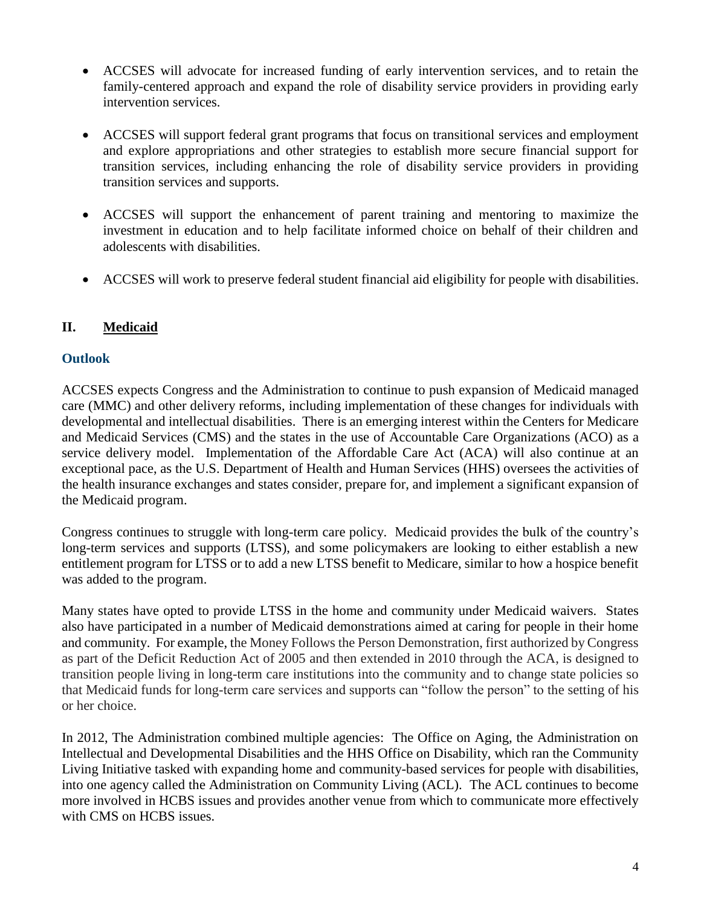- ACCSES will advocate for increased funding of early intervention services, and to retain the family-centered approach and expand the role of disability service providers in providing early intervention services.

- ACCSES will support federal grant programs that focus on transitional services and employment and explore appropriations and other strategies to establish more secure financial support for transition services, including enhancing the role of disability service providers in providing transition services and supports.

- ACCSES will support the enhancement of parent training and mentoring to maximize the investment in education and to help facilitate informed choice on behalf of their children and adolescents with disabilities.

- ACCSES will work to preserve federal student financial aid eligibility for people with disabilities.

## II. Medicaid

### Outlook

ACCSES expects Congress and the Administration to continue to push expansion of Medicaid managed care (MMC) and other delivery reforms, including implementation of these changes for individuals with developmental and intellectual disabilities. There is an emerging interest within the Centers for Medicare and Medicaid Services (CMS) and the states in the use of Accountable Care Organizations (ACO) as a service delivery model. Implementation of the Affordable Care Act (ACA) will also continue at an exceptional pace, as the U.S. Department of Health and Human Services (HHS) oversees the activities of the health insurance exchanges and states consider, prepare for, and implement a significant expansion of the Medicaid program.

Congress continues to struggle with long-term care policy. Medicaid provides the bulk of the country's long-term services and supports (LTSS), and some policymakers are looking to either establish a new entitlement program for LTSS or to add a new LTSS benefit to Medicare, similar to how a hospice benefit was added to the program.

Many states have opted to provide LTSS in the home and community under Medicaid waivers. States also have participated in a number of Medicaid demonstrations aimed at caring for people in their home and community. For example, the Money Follows the Person Demonstration, first authorized by Congress as part of the Deficit Reduction Act of 2005 and then extended in 2010 through the ACA, is designed to transition people living in long-term care institutions into the community and to change state policies so that Medicaid funds for long-term care services and supports can "follow the person" to the setting of his or her choice.

In 2012, The Administration combined multiple agencies: The Office on Aging, the Administration on Intellectual and Developmental Disabilities and the HHS Office on Disability, which ran the Community Living Initiative tasked with expanding home and community-based services for people with disabilities, into one agency called the Administration on Community Living (ACL). The ACL continues to become more involved in HCBS issues and provides another venue from which to communicate more effectively with CMS on HCBS issues.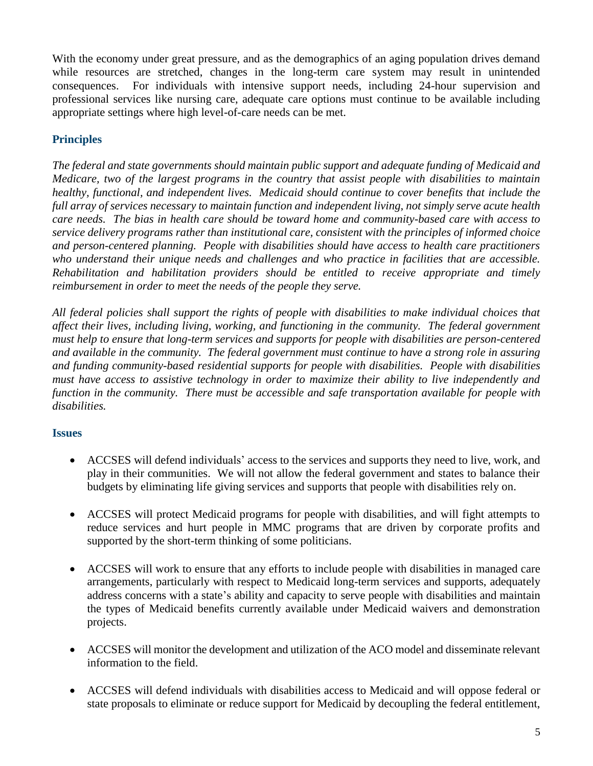With the economy under great pressure, and as the demographics of an aging population drives demand while resources are stretched, changes in the long-term care system may result in unintended consequences. For individuals with intensive support needs, including 24-hour supervision and professional services like nursing care, adequate care options must continue to be available including appropriate settings where high level-of-care needs can be met.

### Principles

*The federal and state governments should maintain public support and adequate funding of Medicaid and Medicare, two of the largest programs in the country that assist people with disabilities to maintain healthy, functional, and independent lives. Medicaid should continue to cover benefits that include the full array of services necessary to maintain function and independent living, not simply serve acute health care needs. The bias in health care should be toward home and community-based care with access to service delivery programs rather than institutional care, consistent with the principles of informed choice and person-centered planning. People with disabilities should have access to health care practitioners who understand their unique needs and challenges and who practice in facilities that are accessible. Rehabilitation and habilitation providers should be entitled to receive appropriate and timely reimbursement in order to meet the needs of the people they serve.*

*All federal policies shall support the rights of people with disabilities to make individual choices that affect their lives, including living, working, and functioning in the community. The federal government must help to ensure that long-term services and supports for people with disabilities are person-centered and available in the community. The federal government must continue to have a strong role in assuring and funding community-based residential supports for people with disabilities. People with disabilities must have access to assistive technology in order to maximize their ability to live independently and function in the community. There must be accessible and safe transportation available for people with disabilities.*

### Issues

- ACCSES will defend individuals' access to the services and supports they need to live, work, and play in their communities. We will not allow the federal government and states to balance their budgets by eliminating life giving services and supports that people with disabilities rely on.

- ACCSES will protect Medicaid programs for people with disabilities, and will fight attempts to reduce services and hurt people in MMC programs that are driven by corporate profits and supported by the short-term thinking of some politicians.

- ACCSES will work to ensure that any efforts to include people with disabilities in managed care arrangements, particularly with respect to Medicaid long-term services and supports, adequately address concerns with a state's ability and capacity to serve people with disabilities and maintain the types of Medicaid benefits currently available under Medicaid waivers and demonstration projects.

- ACCSES will monitor the development and utilization of the ACO model and disseminate relevant information to the field.

- ACCSES will defend individuals with disabilities access to Medicaid and will oppose federal or state proposals to eliminate or reduce support for Medicaid by decoupling the federal entitlement,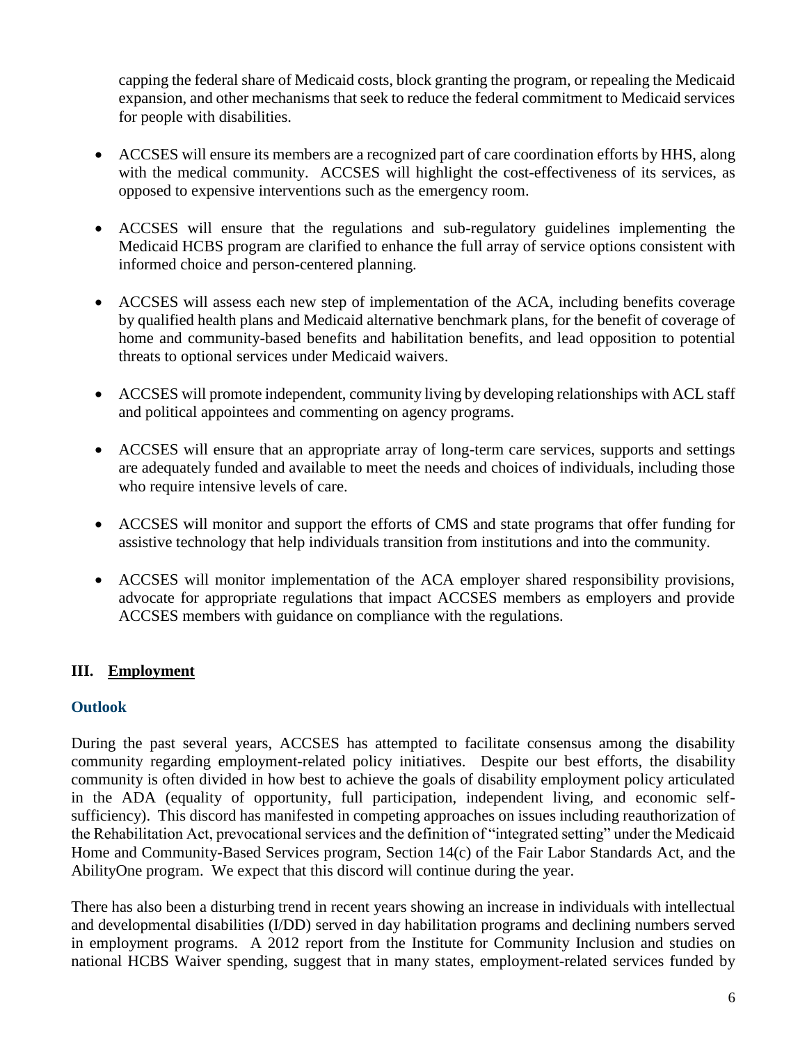capping the federal share of Medicaid costs, block granting the program, or repealing the Medicaid expansion, and other mechanisms that seek to reduce the federal commitment to Medicaid services for people with disabilities.

- ACCSES will ensure its members are a recognized part of care coordination efforts by HHS, along with the medical community. ACCSES will highlight the cost-effectiveness of its services, as opposed to expensive interventions such as the emergency room.

- ACCSES will ensure that the regulations and sub-regulatory guidelines implementing the Medicaid HCBS program are clarified to enhance the full array of service options consistent with informed choice and person-centered planning.

- ACCSES will assess each new step of implementation of the ACA, including benefits coverage by qualified health plans and Medicaid alternative benchmark plans, for the benefit of coverage of home and community-based benefits and habilitation benefits, and lead opposition to potential threats to optional services under Medicaid waivers.

- ACCSES will promote independent, community living by developing relationships with ACL staff and political appointees and commenting on agency programs.

- ACCSES will ensure that an appropriate array of long-term care services, supports and settings are adequately funded and available to meet the needs and choices of individuals, including those who require intensive levels of care.

- ACCSES will monitor and support the efforts of CMS and state programs that offer funding for assistive technology that help individuals transition from institutions and into the community.

- ACCSES will monitor implementation of the ACA employer shared responsibility provisions, advocate for appropriate regulations that impact ACCSES members as employers and provide ACCSES members with guidance on compliance with the regulations.

## III. Employment

### Outlook

During the past several years, ACCSES has attempted to facilitate consensus among the disability community regarding employment-related policy initiatives. Despite our best efforts, the disability community is often divided in how best to achieve the goals of disability employment policy articulated in the ADA (equality of opportunity, full participation, independent living, and economic self-sufficiency). This discord has manifested in competing approaches on issues including reauthorization of the Rehabilitation Act, prevocational services and the definition of "integrated setting" under the Medicaid Home and Community-Based Services program, Section 14(c) of the Fair Labor Standards Act, and the AbilityOne program. We expect that this discord will continue during the year.

There has also been a disturbing trend in recent years showing an increase in individuals with intellectual and developmental disabilities (I/DD) served in day habilitation programs and declining numbers served in employment programs. A 2012 report from the Institute for Community Inclusion and studies on national HCBS Waiver spending, suggest that in many states, employment-related services funded by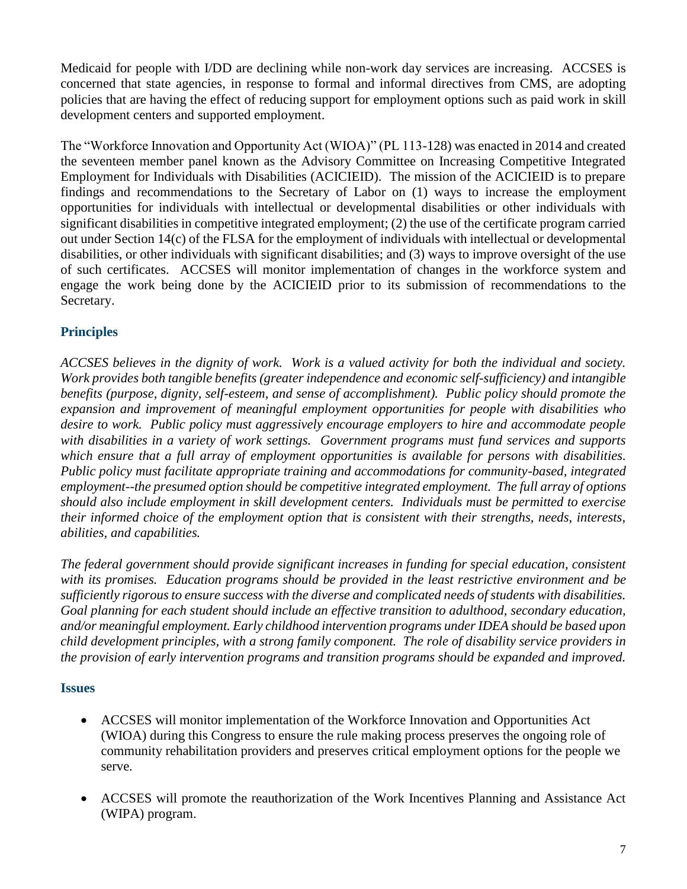Medicaid for people with I/DD are declining while non-work day services are increasing. ACCSES is concerned that state agencies, in response to formal and informal directives from CMS, are adopting policies that are having the effect of reducing support for employment options such as paid work in skill development centers and supported employment.

The "Workforce Innovation and Opportunity Act (WIOA)" (PL 113-128) was enacted in 2014 and created the seventeen member panel known as the Advisory Committee on Increasing Competitive Integrated Employment for Individuals with Disabilities (ACICIEID). The mission of the ACICIEID is to prepare findings and recommendations to the Secretary of Labor on (1) ways to increase the employment opportunities for individuals with intellectual or developmental disabilities or other individuals with significant disabilities in competitive integrated employment; (2) the use of the certificate program carried out under Section 14(c) of the FLSA for the employment of individuals with intellectual or developmental disabilities, or other individuals with significant disabilities; and (3) ways to improve oversight of the use of such certificates. ACCSES will monitor implementation of changes in the workforce system and engage the work being done by the ACICIEID prior to its submission of recommendations to the Secretary.

### Principles

*ACCSES believes in the dignity of work. Work is a valued activity for both the individual and society. Work provides both tangible benefits (greater independence and economic self-sufficiency) and intangible benefits (purpose, dignity, self-esteem, and sense of accomplishment). Public policy should promote the expansion and improvement of meaningful employment opportunities for people with disabilities who desire to work. Public policy must aggressively encourage employers to hire and accommodate people with disabilities in a variety of work settings. Government programs must fund services and supports which ensure that a full array of employment opportunities is available for persons with disabilities. Public policy must facilitate appropriate training and accommodations for community-based, integrated employment--the presumed option should be competitive integrated employment. The full array of options should also include employment in skill development centers. Individuals must be permitted to exercise their informed choice of the employment option that is consistent with their strengths, needs, interests, abilities, and capabilities.*

*The federal government should provide significant increases in funding for special education, consistent with its promises. Education programs should be provided in the least restrictive environment and be sufficiently rigorous to ensure success with the diverse and complicated needs of students with disabilities. Goal planning for each student should include an effective transition to adulthood, secondary education, and/or meaningful employment. Early childhood intervention programs under IDEA should be based upon child development principles, with a strong family component. The role of disability service providers in the provision of early intervention programs and transition programs should be expanded and improved.*

### Issues

- ACCSES will monitor implementation of the Workforce Innovation and Opportunities Act (WIOA) during this Congress to ensure the rule making process preserves the ongoing role of community rehabilitation providers and preserves critical employment options for the people we serve.

- ACCSES will promote the reauthorization of the Work Incentives Planning and Assistance Act (WIPA) program.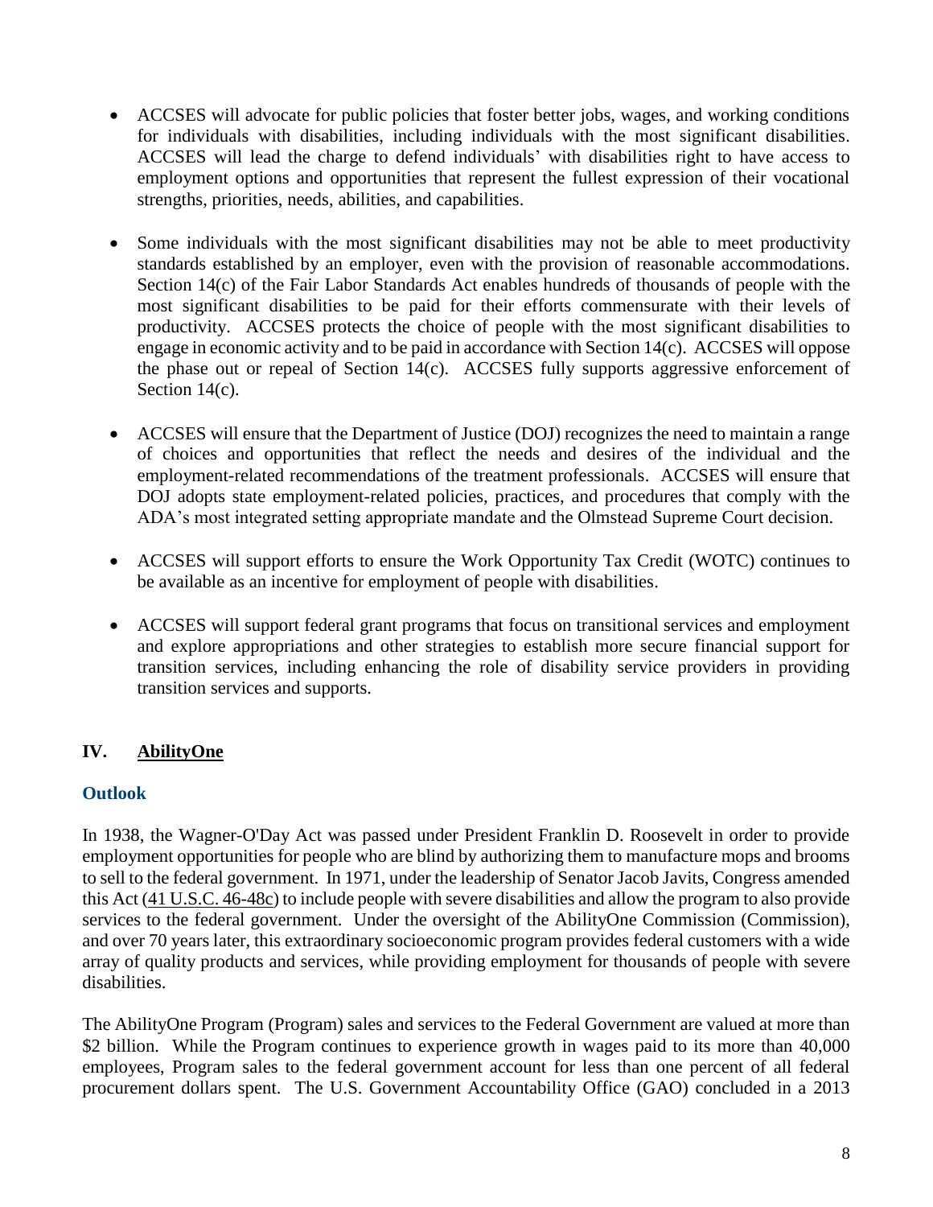- ACCSES will advocate for public policies that foster better jobs, wages, and working conditions for individuals with disabilities, including individuals with the most significant disabilities. ACCSES will lead the charge to defend individuals' with disabilities right to have access to employment options and opportunities that represent the fullest expression of their vocational strengths, priorities, needs, abilities, and capabilities.

- Some individuals with the most significant disabilities may not be able to meet productivity standards established by an employer, even with the provision of reasonable accommodations. Section 14(c) of the Fair Labor Standards Act enables hundreds of thousands of people with the most significant disabilities to be paid for their efforts commensurate with their levels of productivity. ACCSES protects the choice of people with the most significant disabilities to engage in economic activity and to be paid in accordance with Section 14(c). ACCSES will oppose the phase out or repeal of Section 14(c). ACCSES fully supports aggressive enforcement of Section 14(c).

- ACCSES will ensure that the Department of Justice (DOJ) recognizes the need to maintain a range of choices and opportunities that reflect the needs and desires of the individual and the employment-related recommendations of the treatment professionals. ACCSES will ensure that DOJ adopts state employment-related policies, practices, and procedures that comply with the ADA's most integrated setting appropriate mandate and the Olmstead Supreme Court decision.

- ACCSES will support efforts to ensure the Work Opportunity Tax Credit (WOTC) continues to be available as an incentive for employment of people with disabilities.

- ACCSES will support federal grant programs that focus on transitional services and employment and explore appropriations and other strategies to establish more secure financial support for transition services, including enhancing the role of disability service providers in providing transition services and supports.

## IV. AbilityOne

### Outlook

In 1938, the Wagner-O'Day Act was passed under President Franklin D. Roosevelt in order to provide employment opportunities for people who are blind by authorizing them to manufacture mops and brooms to sell to the federal government. In 1971, under the leadership of Senator Jacob Javits, Congress amended this Act (41 U.S.C. 46-48c) to include people with severe disabilities and allow the program to also provide services to the federal government. Under the oversight of the AbilityOne Commission (Commission), and over 70 years later, this extraordinary socioeconomic program provides federal customers with a wide array of quality products and services, while providing employment for thousands of people with severe disabilities.

The AbilityOne Program (Program) sales and services to the Federal Government are valued at more than $2 billion. While the Program continues to experience growth in wages paid to its more than 40,000 employees, Program sales to the federal government account for less than one percent of all federal procurement dollars spent. The U.S. Government Accountability Office (GAO) concluded in a 2013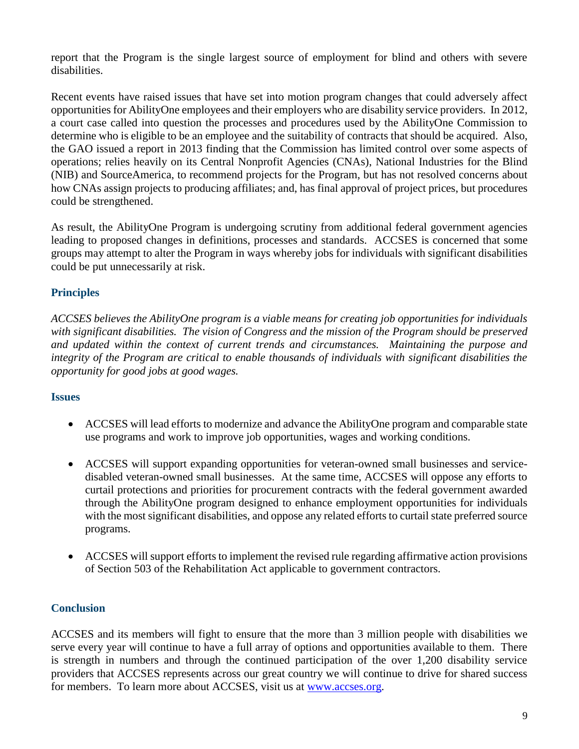report that the Program is the single largest source of employment for blind and others with severe disabilities.

Recent events have raised issues that have set into motion program changes that could adversely affect opportunities for AbilityOne employees and their employers who are disability service providers. In 2012, a court case called into question the processes and procedures used by the AbilityOne Commission to determine who is eligible to be an employee and the suitability of contracts that should be acquired. Also, the GAO issued a report in 2013 finding that the Commission has limited control over some aspects of operations; relies heavily on its Central Nonprofit Agencies (CNAs), National Industries for the Blind (NIB) and SourceAmerica, to recommend projects for the Program, but has not resolved concerns about how CNAs assign projects to producing affiliates; and, has final approval of project prices, but procedures could be strengthened.

As result, the AbilityOne Program is undergoing scrutiny from additional federal government agencies leading to proposed changes in definitions, processes and standards. ACCSES is concerned that some groups may attempt to alter the Program in ways whereby jobs for individuals with significant disabilities could be put unnecessarily at risk.

### Principles

*ACCSES believes the AbilityOne program is a viable means for creating job opportunities for individuals with significant disabilities. The vision of Congress and the mission of the Program should be preserved and updated within the context of current trends and circumstances. Maintaining the purpose and integrity of the Program are critical to enable thousands of individuals with significant disabilities the opportunity for good jobs at good wages.*

### Issues

- ACCSES will lead efforts to modernize and advance the AbilityOne program and comparable state use programs and work to improve job opportunities, wages and working conditions.
- ACCSES will support expanding opportunities for veteran-owned small businesses and service-disabled veteran-owned small businesses. At the same time, ACCSES will oppose any efforts to curtail protections and priorities for procurement contracts with the federal government awarded through the AbilityOne program designed to enhance employment opportunities for individuals with the most significant disabilities, and oppose any related efforts to curtail state preferred source programs.
- ACCSES will support efforts to implement the revised rule regarding affirmative action provisions of Section 503 of the Rehabilitation Act applicable to government contractors.

### Conclusion

ACCSES and its members will fight to ensure that the more than 3 million people with disabilities we serve every year will continue to have a full array of options and opportunities available to them. There is strength in numbers and through the continued participation of the over 1,200 disability service providers that ACCSES represents across our great country we will continue to drive for shared success for members. To learn more about ACCSES, visit us at [www.accses.org](http://www.accses.org).